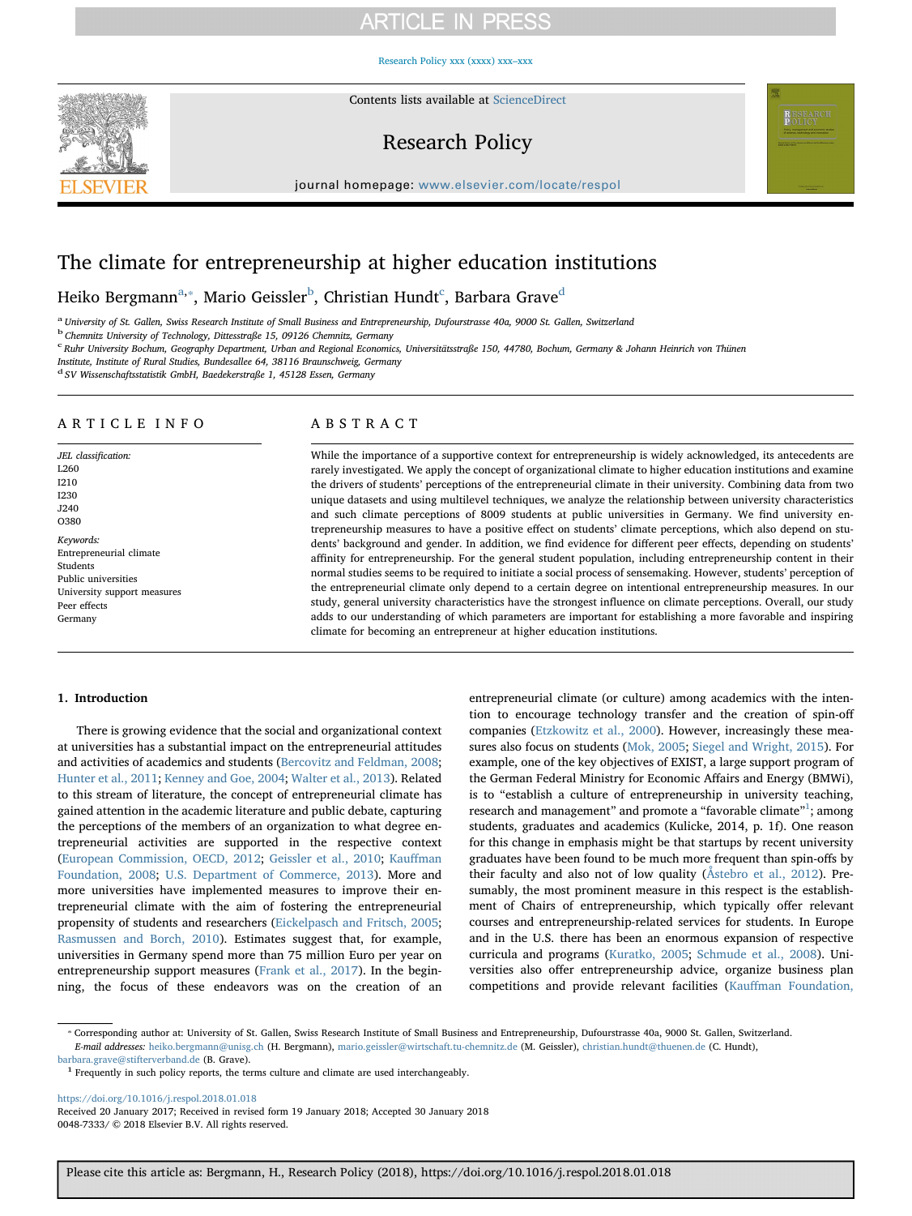# The climate for entrepreneurship at higher education institutions

Heiko Bergmann[a,*], Mario Geissler[b], Christian Hundt[c], Barbara Grave[d]

[a] University of St. Gallen, Swiss Research Institute of Small Business and Entrepreneurship, Dufourstrasse 40a, 9000 St. Gallen, Switzerland
[b] Chemnitz University of Technology, Dittesstraße 15, 09126 Chemnitz, Germany
[c] Ruhr University Bochum, Geography Department, Urban and Regional Economics, Universitätsstraße 150, 44780, Bochum, Germany & Johann Heinrich von Thünen Institute, Institute of Rural Studies, Bundesallee 64, 38116 Braunschweig, Germany
[d] SV Wissenschaftsstatistik GmbH, Baedekerstraße 1, 45128 Essen, Germany

## ARTICLE INFO

*JEL classification:*
L260
I210
I230
J240
O380

*Keywords:*
Entrepreneurial climate
Students
Public universities
University support measures
Peer effects
Germany

## ABSTRACT

While the importance of a supportive context for entrepreneurship is widely acknowledged, its antecedents are rarely investigated. We apply the concept of organizational climate to higher education institutions and examine the drivers of students' perceptions of the entrepreneurial climate in their university. Combining data from two unique datasets and using multilevel techniques, we analyze the relationship between university characteristics and such climate perceptions of 8009 students at public universities in Germany. We find university entrepreneurship measures to have a positive effect on students' climate perceptions, which also depend on students' background and gender. In addition, we find evidence for different peer effects, depending on students' affinity for entrepreneurship. For the general student population, including entrepreneurship content in their normal studies seems to be required to initiate a social process of sensemaking. However, students' perception of the entrepreneurial climate only depend to a certain degree on intentional entrepreneurship measures. In our study, general university characteristics have the strongest influence on climate perceptions. Overall, our study adds to our understanding of which parameters are important for establishing a more favorable and inspiring climate for becoming an entrepreneur at higher education institutions.

## 1. Introduction

There is growing evidence that the social and organizational context at universities has a substantial impact on the entrepreneurial attitudes and activities of academics and students (Bercovitz and Feldman, 2008; Hunter et al., 2011; Kenney and Goe, 2004; Walter et al., 2013). Related to this stream of literature, the concept of entrepreneurial climate has gained attention in the academic literature and public debate, capturing the perceptions of the members of an organization to what degree entrepreneurial activities are supported in the respective context (European Commission, OECD, 2012; Geissler et al., 2010; Kauffman Foundation, 2008; U.S. Department of Commerce, 2013). More and more universities have implemented measures to improve their entrepreneurial climate with the aim of fostering the entrepreneurial propensity of students and researchers (Eickelpasch and Fritsch, 2005; Rasmussen and Borch, 2010). Estimates suggest that, for example, universities in Germany spend more than 75 million Euro per year on entrepreneurship support measures (Frank et al., 2017). In the beginning, the focus of these endeavors was on the creation of an entrepreneurial climate (or culture) among academics with the intention to encourage technology transfer and the creation of spin-off companies (Etzkowitz et al., 2000). However, increasingly these measures also focus on students (Mok, 2005; Siegel and Wright, 2015). For example, one of the key objectives of EXIST, a large support program of the German Federal Ministry for Economic Affairs and Energy (BMWi), is to "establish a culture of entrepreneurship in university teaching, research and management" and promote a "favorable climate"[1]; among students, graduates and academics (Kulicke, 2014, p. 1f). One reason for this change in emphasis might be that startups by recent university graduates have been found to be much more frequent than spin-offs by their faculty and also not of low quality (Åstebro et al., 2012). Presumably, the most prominent measure in this respect is the establishment of Chairs of entrepreneurship, which typically offer relevant courses and entrepreneurship-related services for students. In Europe and in the U.S. there has been an enormous expansion of respective curricula and programs (Kuratko, 2005; Schmude et al., 2008). Universities also offer entrepreneurship advice, organize business plan competitions and provide relevant facilities (Kauffman Foundation,

---

* Corresponding author at: University of St. Gallen, Swiss Research Institute of Small Business and Entrepreneurship, Dufourstrasse 40a, 9000 St. Gallen, Switzerland.
*E-mail addresses:* heiko.bergmann@unisg.ch (H. Bergmann), mario.geissler@wirtschaft.tu-chemnitz.de (M. Geissler), christian.hundt@thuenen.de (C. Hundt), barbara.grave@stifterverband.de (B. Grave).

[1] Frequently in such policy reports, the terms culture and climate are used interchangeably.

https://doi.org/10.1016/j.respol.2018.01.018
Received 20 January 2017; Received in revised form 19 January 2018; Accepted 30 January 2018
0048-7333/ © 2018 Elsevier B.V. All rights reserved.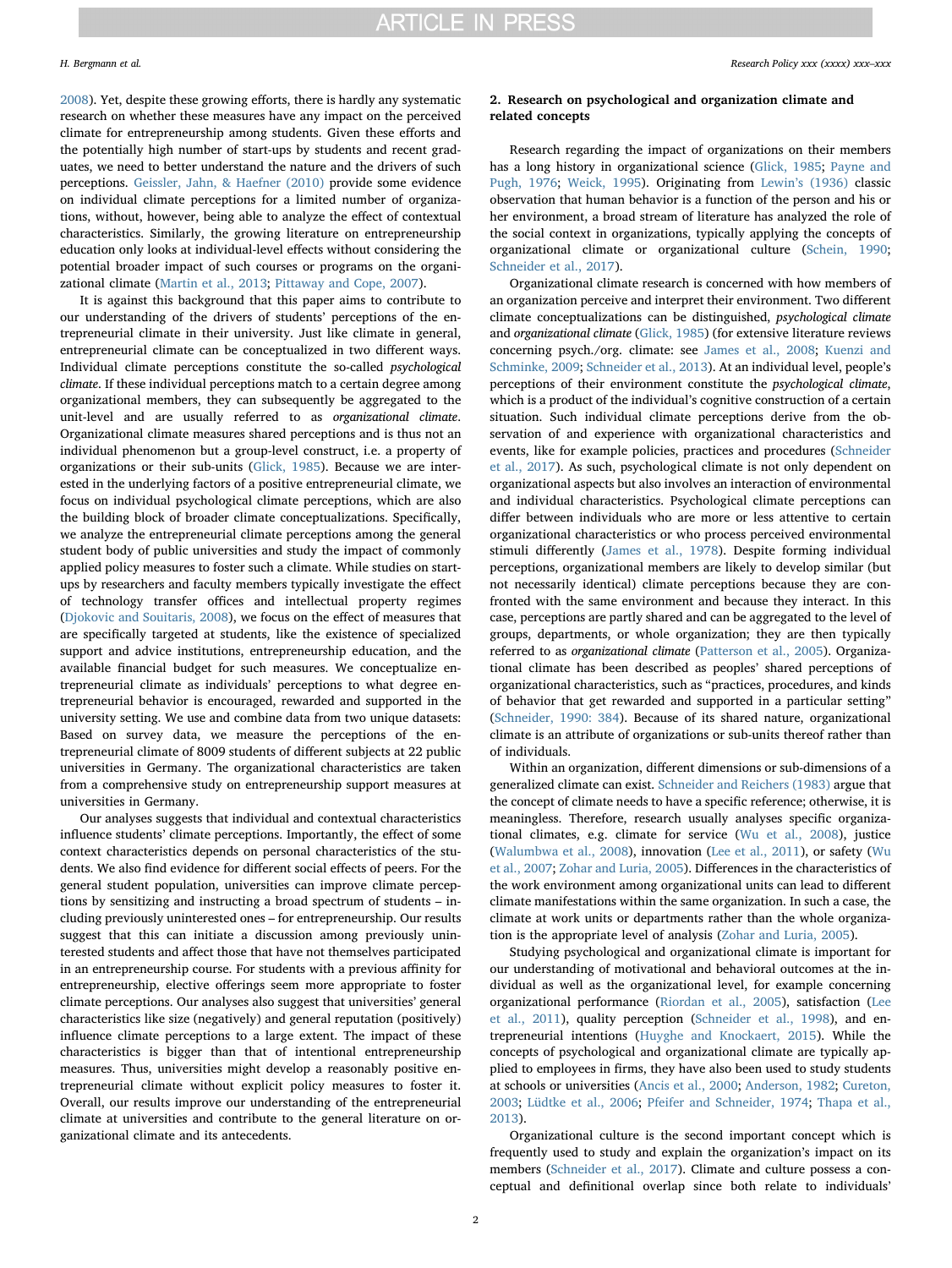2008). Yet, despite these growing efforts, there is hardly any systematic research on whether these measures have any impact on the perceived climate for entrepreneurship among students. Given these efforts and the potentially high number of start-ups by students and recent graduates, we need to better understand the nature and the drivers of such perceptions. Geissler, Jahn, & Haefner (2010) provide some evidence on individual climate perceptions for a limited number of organizations, without, however, being able to analyze the effect of contextual characteristics. Similarly, the growing literature on entrepreneurship education only looks at individual-level effects without considering the potential broader impact of such courses or programs on the organizational climate (Martin et al., 2013; Pittaway and Cope, 2007).

It is against this background that this paper aims to contribute to our understanding of the drivers of students' perceptions of the entrepreneurial climate in their university. Just like climate in general, entrepreneurial climate can be conceptualized in two different ways. Individual climate perceptions constitute the so-called *psychological climate*. If these individual perceptions match to a certain degree among organizational members, they can subsequently be aggregated to the unit-level and are usually referred to as *organizational climate*. Organizational climate measures shared perceptions and is thus not an individual phenomenon but a group-level construct, i.e. a property of organizations or their sub-units (Glick, 1985). Because we are interested in the underlying factors of a positive entrepreneurial climate, we focus on individual psychological climate perceptions, which are also the building block of broader climate conceptualizations. Specifically, we analyze the entrepreneurial climate perceptions among the general student body of public universities and study the impact of commonly applied policy measures to foster such a climate. While studies on start-ups by researchers and faculty members typically investigate the effect of technology transfer offices and intellectual property regimes (Djokovic and Souitaris, 2008), we focus on the effect of measures that are specifically targeted at students, like the existence of specialized support and advice institutions, entrepreneurship education, and the available financial budget for such measures. We conceptualize entrepreneurial climate as individuals' perceptions to what degree entrepreneurial behavior is encouraged, rewarded and supported in the university setting. We use and combine data from two unique datasets: Based on survey data, we measure the perceptions of the entrepreneurial climate of 8009 students of different subjects at 22 public universities in Germany. The organizational characteristics are taken from a comprehensive study on entrepreneurship support measures at universities in Germany.

Our analyses suggests that individual and contextual characteristics influence students' climate perceptions. Importantly, the effect of some context characteristics depends on personal characteristics of the students. We also find evidence for different social effects of peers. For the general student population, universities can improve climate perceptions by sensitizing and instructing a broad spectrum of students – including previously uninterested ones – for entrepreneurship. Our results suggest that this can initiate a discussion among previously uninterested students and affect those that have not themselves participated in an entrepreneurship course. For students with a previous affinity for entrepreneurship, elective offerings seem more appropriate to foster climate perceptions. Our analyses also suggest that universities' general characteristics like size (negatively) and general reputation (positively) influence climate perceptions to a large extent. The impact of these characteristics is bigger than that of intentional entrepreneurship measures. Thus, universities might develop a reasonably positive entrepreneurial climate without explicit policy measures to foster it. Overall, our results improve our understanding of the entrepreneurial climate at universities and contribute to the general literature on organizational climate and its antecedents.

## 2. Research on psychological and organization climate and related concepts

Research regarding the impact of organizations on their members has a long history in organizational science (Glick, 1985; Payne and Pugh, 1976; Weick, 1995). Originating from Lewin's (1936) classic observation that human behavior is a function of the person and his or her environment, a broad stream of literature has analyzed the role of the social context in organizations, typically applying the concepts of organizational climate or organizational culture (Schein, 1990; Schneider et al., 2017).

Organizational climate research is concerned with how members of an organization perceive and interpret their environment. Two different climate conceptualizations can be distinguished, *psychological climate* and *organizational climate* (Glick, 1985) (for extensive literature reviews concerning psych./org. climate: see James et al., 2008; Kuenzi and Schminke, 2009; Schneider et al., 2013). At an individual level, people's perceptions of their environment constitute the *psychological climate*, which is a product of the individual's cognitive construction of a certain situation. Such individual climate perceptions derive from the observation of and experience with organizational characteristics and events, like for example policies, practices and procedures (Schneider et al., 2017). As such, psychological climate is not only dependent on organizational aspects but also involves an interaction of environmental and individual characteristics. Psychological climate perceptions can differ between individuals who are more or less attentive to certain organizational characteristics or who process perceived environmental stimuli differently (James et al., 1978). Despite forming individual perceptions, organizational members are likely to develop similar (but not necessarily identical) climate perceptions because they are confronted with the same environment and because they interact. In this case, perceptions are partly shared and can be aggregated to the level of groups, departments, or whole organization; they are then typically referred to as *organizational climate* (Patterson et al., 2005). Organizational climate has been described as peoples' shared perceptions of organizational characteristics, such as "practices, procedures, and kinds of behavior that get rewarded and supported in a particular setting" (Schneider, 1990: 384). Because of its shared nature, organizational climate is an attribute of organizations or sub-units thereof rather than of individuals.

Within an organization, different dimensions or sub-dimensions of a generalized climate can exist. Schneider and Reichers (1983) argue that the concept of climate needs to have a specific reference; otherwise, it is meaningless. Therefore, research usually analyses specific organizational climates, e.g. climate for service (Wu et al., 2008), justice (Walumbwa et al., 2008), innovation (Lee et al., 2011), or safety (Wu et al., 2007; Zohar and Luria, 2005). Differences in the characteristics of the work environment among organizational units can lead to different climate manifestations within the same organization. In such a case, the climate at work units or departments rather than the whole organization is the appropriate level of analysis (Zohar and Luria, 2005).

Studying psychological and organizational climate is important for our understanding of motivational and behavioral outcomes at the individual as well as the organizational level, for example concerning organizational performance (Riordan et al., 2005), satisfaction (Lee et al., 2011), quality perception (Schneider et al., 1998), and entrepreneurial intentions (Huyghe and Knockaert, 2015). While the concepts of psychological and organizational climate are typically applied to employees in firms, they have also been used to study students at schools or universities (Ancis et al., 2000; Anderson, 1982; Cureton, 2003; Lüdtke et al., 2006; Pfeifer and Schneider, 1974; Thapa et al., 2013).

Organizational culture is the second important concept which is frequently used to study and explain the organization's impact on its members (Schneider et al., 2017). Climate and culture possess a conceptual and definitional overlap since both relate to individuals'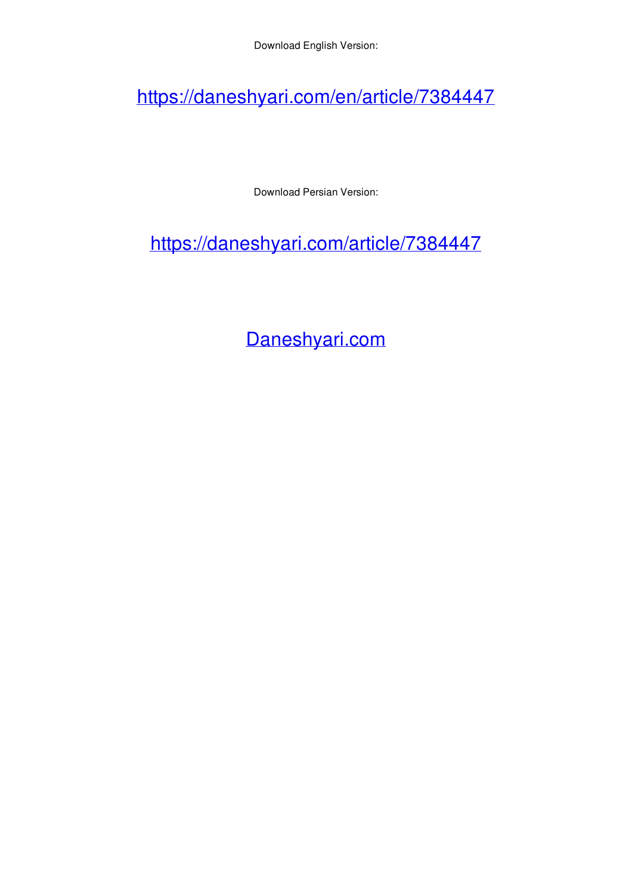Download English Version:

https://daneshyari.com/en/article/7384447

Download Persian Version:

https://daneshyari.com/article/7384447

Daneshyari.com